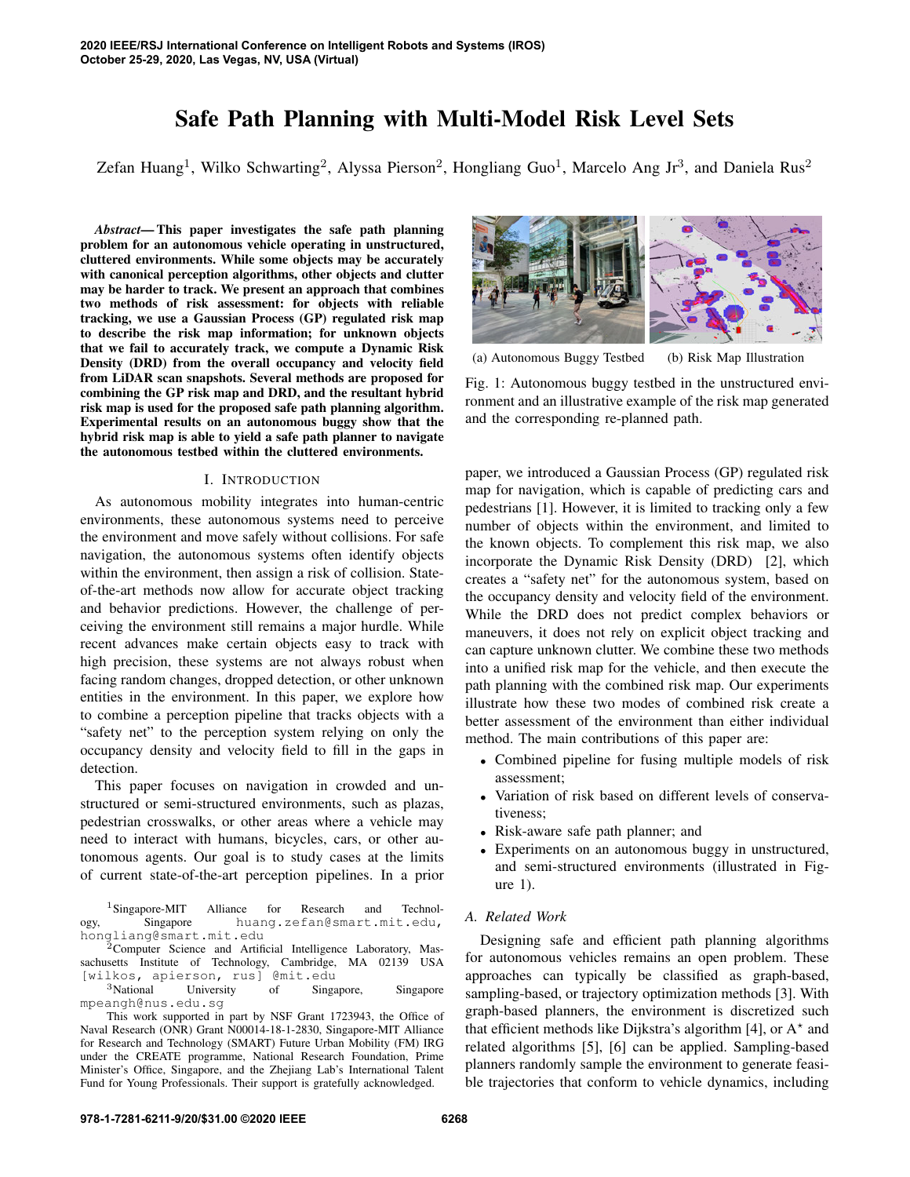# Safe Path Planning with Multi-Model Risk Level Sets

Zefan Huang[1], Wilko Schwarting[2], Alyssa Pierson[2], Hongliang Guo[1], Marcelo Ang Jr[3], and Daniela Rus[2]

***Abstract*— This paper investigates the safe path planning problem for an autonomous vehicle operating in unstructured, cluttered environments. While some objects may be accurately with canonical perception algorithms, other objects and clutter may be harder to track. We present an approach that combines two methods of risk assessment: for objects with reliable tracking, we use a Gaussian Process (GP) regulated risk map to describe the risk map information; for unknown objects that we fail to accurately track, we compute a Dynamic Risk Density (DRD) from the overall occupancy and velocity field from LiDAR scan snapshots. Several methods are proposed for combining the GP risk map and DRD, and the resultant hybrid risk map is used for the proposed safe path planning algorithm. Experimental results on an autonomous buggy show that the hybrid risk map is able to yield a safe path planner to navigate the autonomous testbed within the cluttered environments.**

(a) Autonomous Buggy Testbed (b) Risk Map Illustration

Fig. 1: Autonomous buggy testbed in the unstructured environment and an illustrative example of the risk map generated and the corresponding re-planned path.

## I. Introduction

As autonomous mobility integrates into human-centric environments, these autonomous systems need to perceive the environment and move safely without collisions. For safe navigation, the autonomous systems often identify objects within the environment, then assign a risk of collision. State-of-the-art methods now allow for accurate object tracking and behavior predictions. However, the challenge of perceiving the environment still remains a major hurdle. While recent advances make certain objects easy to track with high precision, these systems are not always robust when facing random changes, dropped detection, or other unknown entities in the environment. In this paper, we explore how to combine a perception pipeline that tracks objects with a "safety net" to the perception system relying on only the occupancy density and velocity field to fill in the gaps in detection.

This paper focuses on navigation in crowded and unstructured or semi-structured environments, such as plazas, pedestrian crosswalks, or other areas where a vehicle may need to interact with humans, bicycles, cars, or other autonomous agents. Our goal is to study cases at the limits of current state-of-the-art perception pipelines. In a prior paper, we introduced a Gaussian Process (GP) regulated risk map for navigation, which is capable of predicting cars and pedestrians [1]. However, it is limited to tracking only a few number of objects within the environment, and limited to the known objects. To complement this risk map, we also incorporate the Dynamic Risk Density (DRD) [2], which creates a "safety net" for the autonomous system, based on the occupancy density and velocity field of the environment. While the DRD does not predict complex behaviors or maneuvers, it does not rely on explicit object tracking and can capture unknown clutter. We combine these two methods into a unified risk map for the vehicle, and then execute the path planning with the combined risk map. Our experiments illustrate how these two modes of combined risk create a better assessment of the environment than either individual method. The main contributions of this paper are:

- Combined pipeline for fusing multiple models of risk assessment;
- Variation of risk based on different levels of conservativeness;
- Risk-aware safe path planner; and
- Experiments on an autonomous buggy in unstructured, and semi-structured environments (illustrated in Figure 1).

### A. Related Work

Designing safe and efficient path planning algorithms for autonomous vehicles remains an open problem. These approaches can typically be classified as graph-based, sampling-based, or trajectory optimization methods [3]. With graph-based planners, the environment is discretized such that efficient methods like Dijkstra's algorithm [4], or A$^\star$ and related algorithms [5], [6] can be applied. Sampling-based planners randomly sample the environment to generate feasible trajectories that conform to vehicle dynamics, including

[1]Singapore-MIT Alliance for Research and Technology, Singapore huang.zefan@smart.mit.edu, hongliang@smart.mit.edu

[2]Computer Science and Artificial Intelligence Laboratory, Massachusetts Institute of Technology, Cambridge, MA 02139 USA [wilkos, apierson, rus] @mit.edu

[3]National University of Singapore, Singapore mpeangh@nus.edu.sg

This work supported in part by NSF Grant 1723943, the Office of Naval Research (ONR) Grant N00014-18-1-2830, Singapore-MIT Alliance for Research and Technology (SMART) Future Urban Mobility (FM) IRG under the CREATE programme, National Research Foundation, Prime Minister's Office, Singapore, and the Zhejiang Lab's International Talent Fund for Young Professionals. Their support is gratefully acknowledged.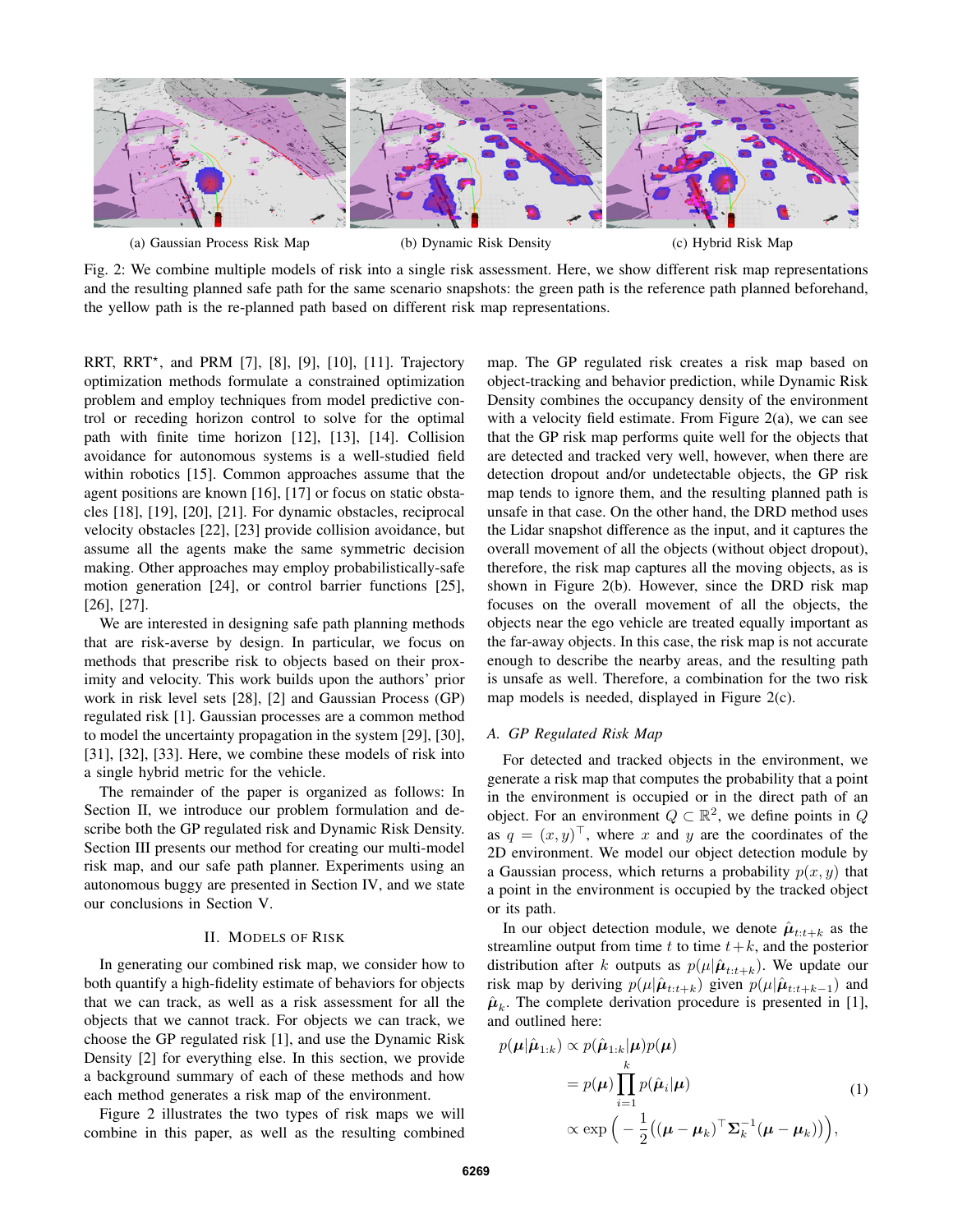(a) Gaussian Process Risk Map

(b) Dynamic Risk Density

(c) Hybrid Risk Map

Fig. 2: We combine multiple models of risk into a single risk assessment. Here, we show different risk map representations and the resulting planned safe path for the same scenario snapshots: the green path is the reference path planned beforehand, the yellow path is the re-planned path based on different risk map representations.

RRT, RRT*, and PRM [7], [8], [9], [10], [11]. Trajectory optimization methods formulate a constrained optimization problem and employ techniques from model predictive control or receding horizon control to solve for the optimal path with finite time horizon [12], [13], [14]. Collision avoidance for autonomous systems is a well-studied field within robotics [15]. Common approaches assume that the agent positions are known [16], [17] or focus on static obstacles [18], [19], [20], [21]. For dynamic obstacles, reciprocal velocity obstacles [22], [23] provide collision avoidance, but assume all the agents make the same symmetric decision making. Other approaches may employ probabilistically-safe motion generation [24], or control barrier functions [25], [26], [27].

We are interested in designing safe path planning methods that are risk-averse by design. In particular, we focus on methods that prescribe risk to objects based on their proximity and velocity. This work builds upon the authors' prior work in risk level sets [28], [2] and Gaussian Process (GP) regulated risk [1]. Gaussian processes are a common method to model the uncertainty propagation in the system [29], [30], [31], [32], [33]. Here, we combine these models of risk into a single hybrid metric for the vehicle.

The remainder of the paper is organized as follows: In Section II, we introduce our problem formulation and describe both the GP regulated risk and Dynamic Risk Density. Section III presents our method for creating our multi-model risk map, and our safe path planner. Experiments using an autonomous buggy are presented in Section IV, and we state our conclusions in Section V.

## II. Models of Risk

In generating our combined risk map, we consider how to both quantify a high-fidelity estimate of behaviors for objects that we can track, as well as a risk assessment for all the objects that we cannot track. For objects we can track, we choose the GP regulated risk [1], and use the Dynamic Risk Density [2] for everything else. In this section, we provide a background summary of each of these methods and how each method generates a risk map of the environment.

Figure 2 illustrates the two types of risk maps we will combine in this paper, as well as the resulting combined map. The GP regulated risk creates a risk map based on object-tracking and behavior prediction, while Dynamic Risk Density combines the occupancy density of the environment with a velocity field estimate. From Figure 2(a), we can see that the GP risk map performs quite well for the objects that are detected and tracked very well, however, when there are detection dropout and/or undetectable objects, the GP risk map tends to ignore them, and the resulting planned path is unsafe in that case. On the other hand, the DRD method uses the Lidar snapshot difference as the input, and it captures the overall movement of all the objects (without object dropout), therefore, the risk map captures all the moving objects, as is shown in Figure 2(b). However, since the DRD risk map focuses on the overall movement of all the objects, the objects near the ego vehicle are treated equally important as the far-away objects. In this case, the risk map is not accurate enough to describe the nearby areas, and the resulting path is unsafe as well. Therefore, a combination for the two risk map models is needed, displayed in Figure 2(c).

### A. GP Regulated Risk Map

For detected and tracked objects in the environment, we generate a risk map that computes the probability that a point in the environment is occupied or in the direct path of an object. For an environment $Q \subset \mathbb{R}^2$, we define points in $Q$ as $q = (x, y)^\top$, where $x$ and $y$ are the coordinates of the 2D environment. We model our object detection module by a Gaussian process, which returns a probability $p(x, y)$ that a point in the environment is occupied by the tracked object or its path.

In our object detection module, we denote $\hat{\boldsymbol{\mu}}_{t:t+k}$ as the streamline output from time $t$ to time $t+k$, and the posterior distribution after $k$ outputs as $p(\mu|\hat{\boldsymbol{\mu}}_{t:t+k})$. We update our risk map by deriving $p(\mu|\hat{\boldsymbol{\mu}}_{t:t+k})$ given $p(\mu|\hat{\boldsymbol{\mu}}_{t:t+k-1})$ and $\hat{\boldsymbol{\mu}}_k$. The complete derivation procedure is presented in [1], and outlined here:

$$
\begin{aligned}
p(\boldsymbol{\mu}|\hat{\boldsymbol{\mu}}_{1:k}) &\propto p(\hat{\boldsymbol{\mu}}_{1:k}|\boldsymbol{\mu})p(\boldsymbol{\mu}) \\
&= p(\boldsymbol{\mu}) \prod_{i=1}^{k} p(\hat{\boldsymbol{\mu}}_i|\boldsymbol{\mu}) \\
&\propto \exp\Big(-\frac{1}{2}\big((\boldsymbol{\mu}-\boldsymbol{\mu}_k)^\top \boldsymbol{\Sigma}_k^{-1}(\boldsymbol{\mu}-\boldsymbol{\mu}_k)\big)\Big),
\end{aligned} \tag{1}
$$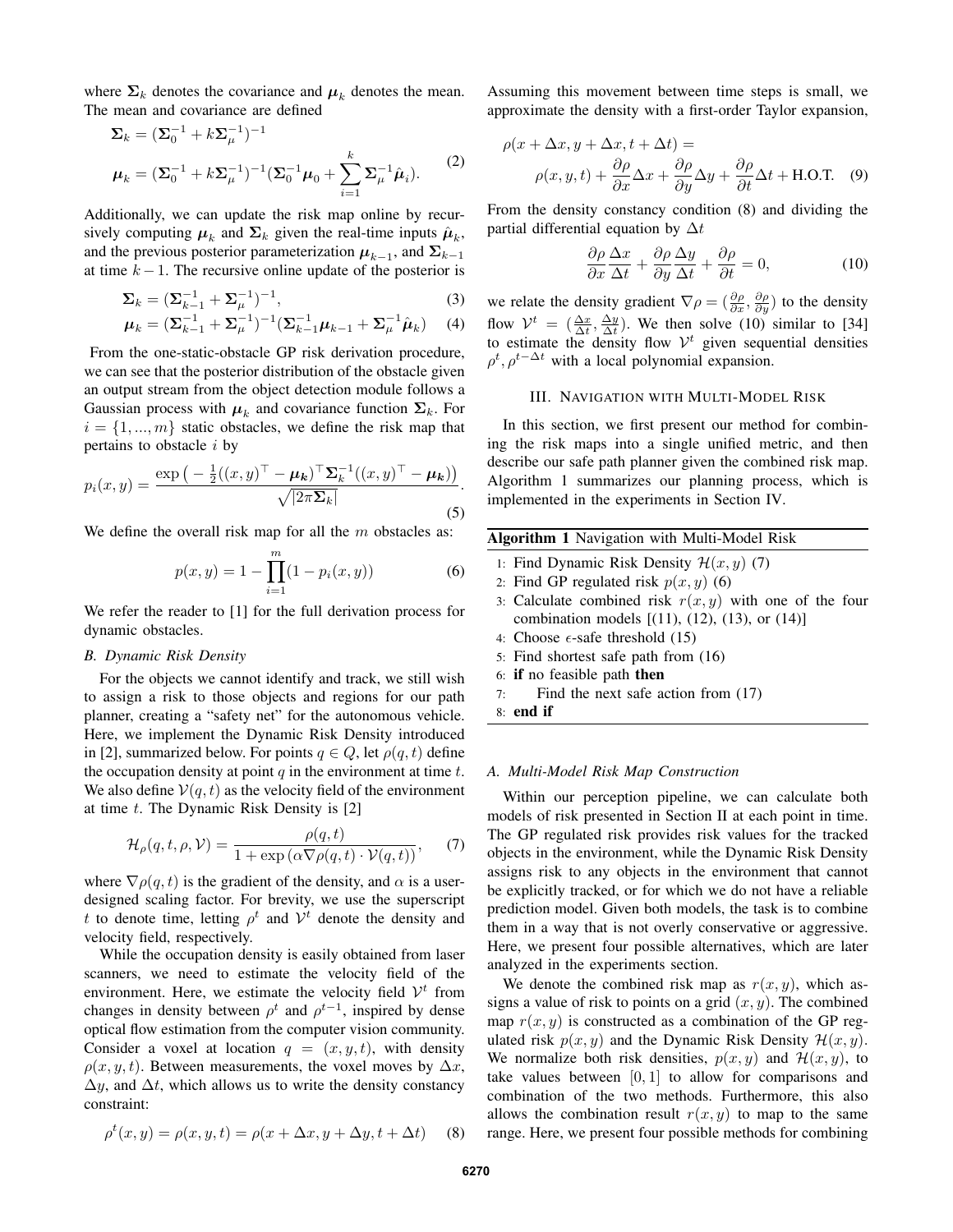where $\mathbf{\Sigma}_k$ denotes the covariance and $\boldsymbol{\mu}_k$ denotes the mean. The mean and covariance are defined

$$
\begin{aligned}
\mathbf{\Sigma}_k &= (\mathbf{\Sigma}_0^{-1} + k\mathbf{\Sigma}_\mu^{-1})^{-1} \\
\boldsymbol{\mu}_k &= (\mathbf{\Sigma}_0^{-1} + k\mathbf{\Sigma}_\mu^{-1})^{-1}(\mathbf{\Sigma}_0^{-1}\boldsymbol{\mu}_0 + \sum_{i=1}^{k} \mathbf{\Sigma}_\mu^{-1}\hat{\boldsymbol{\mu}}_i).
\end{aligned} \tag{2}
$$

Additionally, we can update the risk map online by recursively computing $\boldsymbol{\mu}_k$ and $\mathbf{\Sigma}_k$ given the real-time inputs $\hat{\boldsymbol{\mu}}_k$, and the previous posterior parameterization $\boldsymbol{\mu}_{k-1}$, and $\mathbf{\Sigma}_{k-1}$ at time $k-1$. The recursive online update of the posterior is

$$
\mathbf{\Sigma}_k = (\mathbf{\Sigma}_{k-1}^{-1} + \mathbf{\Sigma}_\mu^{-1})^{-1}, \tag{3}
$$

$$
\boldsymbol{\mu}_k = (\mathbf{\Sigma}_{k-1}^{-1} + \mathbf{\Sigma}_\mu^{-1})^{-1}(\mathbf{\Sigma}_{k-1}^{-1}\boldsymbol{\mu}_{k-1} + \mathbf{\Sigma}_\mu^{-1}\hat{\boldsymbol{\mu}}_k) \tag{4}
$$

From the one-static-obstacle GP risk derivation procedure, we can see that the posterior distribution of the obstacle given an output stream from the object detection module follows a Gaussian process with $\boldsymbol{\mu}_k$ and covariance function $\mathbf{\Sigma}_k$. For $i = \{1, ..., m\}$ static obstacles, we define the risk map that pertains to obstacle $i$ by

$$
p_i(x, y) = \frac{\exp\left(-\frac{1}{2}((x,y)^\top - \boldsymbol{\mu}_k)^\top \mathbf{\Sigma}_k^{-1}((x,y)^\top - \boldsymbol{\mu}_k)\right)}{\sqrt{|2\pi\mathbf{\Sigma}_k|}}. \tag{5}
$$

We define the overall risk map for all the $m$ obstacles as:

$$
p(x, y) = 1 - \prod_{i=1}^{m}(1 - p_i(x, y)) \tag{6}
$$

We refer the reader to [1] for the full derivation process for dynamic obstacles.

### *B. Dynamic Risk Density*

For the objects we cannot identify and track, we still wish to assign a risk to those objects and regions for our path planner, creating a "safety net" for the autonomous vehicle. Here, we implement the Dynamic Risk Density introduced in [2], summarized below. For points $q \in Q$, let $\rho(q, t)$ define the occupation density at point $q$ in the environment at time $t$. We also define $\mathcal{V}(q, t)$ as the velocity field of the environment at time $t$. The Dynamic Risk Density is [2]

$$
\mathcal{H}_\rho(q, t, \rho, \mathcal{V}) = \frac{\rho(q, t)}{1 + \exp\left(\alpha \nabla\rho(q, t) \cdot \mathcal{V}(q, t)\right)}, \tag{7}
$$

where $\nabla\rho(q, t)$ is the gradient of the density, and $\alpha$ is a user-designed scaling factor. For brevity, we use the superscript $t$ to denote time, letting $\rho^t$ and $\mathcal{V}^t$ denote the density and velocity field, respectively.

While the occupation density is easily obtained from laser scanners, we need to estimate the velocity field of the environment. Here, we estimate the velocity field $\mathcal{V}^t$ from changes in density between $\rho^t$ and $\rho^{t-1}$, inspired by dense optical flow estimation from the computer vision community. Consider a voxel at location $q = (x, y, t)$, with density $\rho(x, y, t)$. Between measurements, the voxel moves by $\Delta x$, $\Delta y$, and $\Delta t$, which allows us to write the density constancy constraint:

$$
\rho^t(x, y) = \rho(x, y, t) = \rho(x + \Delta x, y + \Delta y, t + \Delta t) \tag{8}
$$

Assuming this movement between time steps is small, we approximate the density with a first-order Taylor expansion,

$$
\begin{aligned}
\rho(x + \Delta x, &y + \Delta x, t + \Delta t) = \\
&\rho(x, y, t) + \frac{\partial \rho}{\partial x}\Delta x + \frac{\partial \rho}{\partial y}\Delta y + \frac{\partial \rho}{\partial t}\Delta t + \text{H.O.T.}
\end{aligned} \tag{9}
$$

From the density constancy condition (8) and dividing the partial differential equation by $\Delta t$

$$
\frac{\partial \rho}{\partial x}\frac{\Delta x}{\Delta t} + \frac{\partial \rho}{\partial y}\frac{\Delta y}{\Delta t} + \frac{\partial \rho}{\partial t} = 0, \tag{10}
$$

we relate the density gradient $\nabla\rho = (\frac{\partial \rho}{\partial x}, \frac{\partial \rho}{\partial y})$ to the density flow $\mathcal{V}^t = (\frac{\Delta x}{\Delta t}, \frac{\Delta y}{\Delta t})$. We then solve (10) similar to [34] to estimate the density flow $\mathcal{V}^t$ given sequential densities $\rho^t, \rho^{t-\Delta t}$ with a local polynomial expansion.

## III. Navigation with Multi-Model Risk

In this section, we first present our method for combining the risk maps into a single unified metric, and then describe our safe path planner given the combined risk map. Algorithm 1 summarizes our planning process, which is implemented in the experiments in Section IV.

**Algorithm 1** Navigation with Multi-Model Risk

```
1: Find Dynamic Risk Density H(x, y) (7)
2: Find GP regulated risk p(x, y) (6)
3: Calculate combined risk r(x, y) with one of the four
   combination models [(11), (12), (13), or (14)]
4: Choose ε-safe threshold (15)
5: Find shortest safe path from (16)
6: if no feasible path then
7:     Find the next safe action from (17)
8: end if
```

### *A. Multi-Model Risk Map Construction*

Within our perception pipeline, we can calculate both models of risk presented in Section II at each point in time. The GP regulated risk provides risk values for the tracked objects in the environment, while the Dynamic Risk Density assigns risk to any objects in the environment that cannot be explicitly tracked, or for which we do not have a reliable prediction model. Given both models, the task is to combine them in a way that is not overly conservative or aggressive. Here, we present four possible alternatives, which are later analyzed in the experiments section.

We denote the combined risk map as $r(x, y)$, which assigns a value of risk to points on a grid $(x, y)$. The combined map $r(x, y)$ is constructed as a combination of the GP regulated risk $p(x, y)$ and the Dynamic Risk Density $\mathcal{H}(x, y)$. We normalize both risk densities, $p(x, y)$ and $\mathcal{H}(x, y)$, to take values between $[0, 1]$ to allow for comparisons and combination of the two methods. Furthermore, this also allows the combination result $r(x, y)$ to map to the same range. Here, we present four possible methods for combining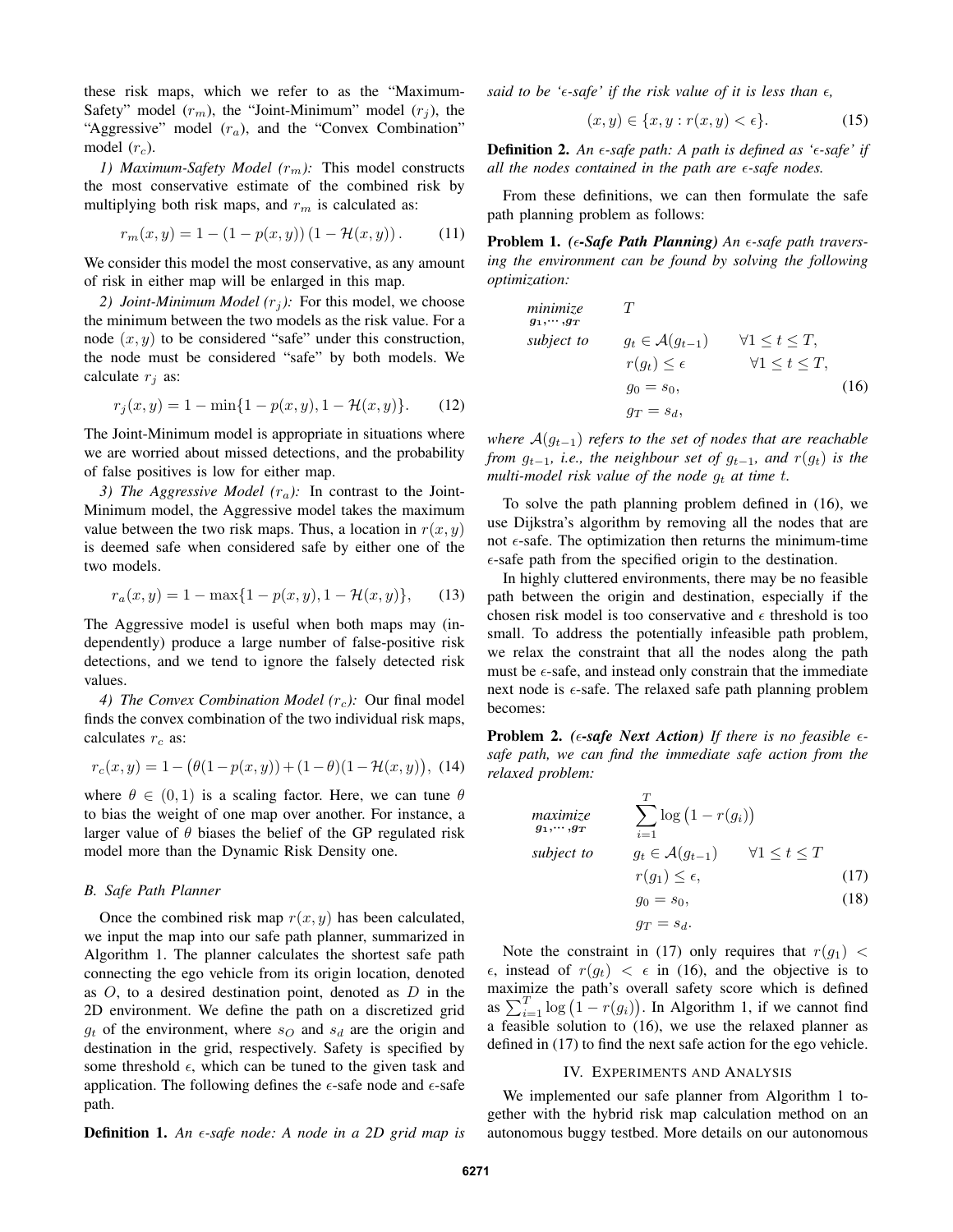these risk maps, which we refer to as the "Maximum-Safety" model ($r_m$), the "Joint-Minimum" model ($r_j$), the "Aggressive" model ($r_a$), and the "Convex Combination" model ($r_c$).

*1) Maximum-Safety Model ($r_m$):* This model constructs the most conservative estimate of the combined risk by multiplying both risk maps, and $r_m$ is calculated as:

$$r_m(x, y) = 1 - (1 - p(x, y)) (1 - \mathcal{H}(x, y)). \tag{11}$$

We consider this model the most conservative, as any amount of risk in either map will be enlarged in this map.

*2) Joint-Minimum Model ($r_j$):* For this model, we choose the minimum between the two models as the risk value. For a node $(x, y)$ to be considered "safe" under this construction, the node must be considered "safe" by both models. We calculate $r_j$ as:

$$r_j(x, y) = 1 - \min\{1 - p(x, y), 1 - \mathcal{H}(x, y)\}. \tag{12}$$

The Joint-Minimum model is appropriate in situations where we are worried about missed detections, and the probability of false positives is low for either map.

*3) The Aggressive Model ($r_a$):* In contrast to the Joint-Minimum model, the Aggressive model takes the maximum value between the two risk maps. Thus, a location in $r(x, y)$ is deemed safe when considered safe by either one of the two models.

$$r_a(x, y) = 1 - \max\{1 - p(x, y), 1 - \mathcal{H}(x, y)\}, \tag{13}$$

The Aggressive model is useful when both maps may (independently) produce a large number of false-positive risk detections, and we tend to ignore the falsely detected risk values.

*4) The Convex Combination Model ($r_c$):* Our final model finds the convex combination of the two individual risk maps, calculates $r_c$ as:

$$r_c(x, y) = 1 - \big(\theta(1 - p(x, y)) + (1 - \theta)(1 - \mathcal{H}(x, y)\big), \tag{14}$$

where $\theta \in (0, 1)$ is a scaling factor. Here, we can tune $\theta$ to bias the weight of one map over another. For instance, a larger value of $\theta$ biases the belief of the GP regulated risk model more than the Dynamic Risk Density one.

### B. Safe Path Planner

Once the combined risk map $r(x, y)$ has been calculated, we input the map into our safe path planner, summarized in Algorithm 1. The planner calculates the shortest safe path connecting the ego vehicle from its origin location, denoted as $O$, to a desired destination point, denoted as $D$ in the 2D environment. We define the path on a discretized grid $g_t$ of the environment, where $s_O$ and $s_d$ are the origin and destination in the grid, respectively. Safety is specified by some threshold $\epsilon$, which can be tuned to the given task and application. The following defines the $\epsilon$-safe node and $\epsilon$-safe path.

**Definition 1.** *An $\epsilon$-safe node: A node in a 2D grid map is said to be '$\epsilon$-safe' if the risk value of it is less than $\epsilon$,*

$$(x, y) \in \{x, y : r(x, y) < \epsilon\}. \tag{15}$$

**Definition 2.** *An $\epsilon$-safe path: A path is defined as '$\epsilon$-safe' if all the nodes contained in the path are $\epsilon$-safe nodes.*

From these definitions, we can then formulate the safe path planning problem as follows:

**Problem 1.** ***($\epsilon$-Safe Path Planning)*** *An $\epsilon$-safe path traversing the environment can be found by solving the following optimization:*

$$\begin{aligned} \underset{g_1, \cdots, g_T}{\text{minimize}} \quad & T \\ \text{subject to} \quad & g_t \in \mathcal{A}(g_{t-1}) \qquad \forall 1 \le t \le T, \\ & r(g_t) \le \epsilon \qquad \forall 1 \le t \le T, \\ & g_0 = s_0, \\ & g_T = s_d, \end{aligned} \tag{16}$$

*where $\mathcal{A}(g_{t-1})$ refers to the set of nodes that are reachable from $g_{t-1}$, i.e., the neighbour set of $g_{t-1}$, and $r(g_t)$ is the multi-model risk value of the node $g_t$ at time $t$.*

To solve the path planning problem defined in (16), we use Dijkstra's algorithm by removing all the nodes that are not $\epsilon$-safe. The optimization then returns the minimum-time $\epsilon$-safe path from the specified origin to the destination.

In highly cluttered environments, there may be no feasible path between the origin and destination, especially if the chosen risk model is too conservative and $\epsilon$ threshold is too small. To address the potentially infeasible path problem, we relax the constraint that all the nodes along the path must be $\epsilon$-safe, and instead only constrain that the immediate next node is $\epsilon$-safe. The relaxed safe path planning problem becomes:

**Problem 2.** ***($\epsilon$-safe Next Action)*** *If there is no feasible $\epsilon$-safe path, we can find the immediate safe action from the relaxed problem:*

$$\begin{aligned} \underset{g_1, \cdots, g_T}{\text{maximize}} \quad & \sum_{i=1}^{T} \log\big(1 - r(g_i)\big) \\ \text{subject to} \quad & g_t \in \mathcal{A}(g_{t-1}) \qquad \forall 1 \le t \le T \\ & r(g_1) \le \epsilon, \qquad\qquad (17) \\ & g_0 = s_0, \qquad\qquad (18) \\ & g_T = s_d. \end{aligned}$$

Note the constraint in (17) only requires that $r(g_1) < \epsilon$, instead of $r(g_t) < \epsilon$ in (16), and the objective is to maximize the path's overall safety score which is defined as $\sum_{i=1}^{T} \log\big(1 - r(g_i)\big)$. In Algorithm 1, if we cannot find a feasible solution to (16), we use the relaxed planner as defined in (17) to find the next safe action for the ego vehicle.

## IV. Experiments and Analysis

We implemented our safe planner from Algorithm 1 together with the hybrid risk map calculation method on an autonomous buggy testbed. More details on our autonomous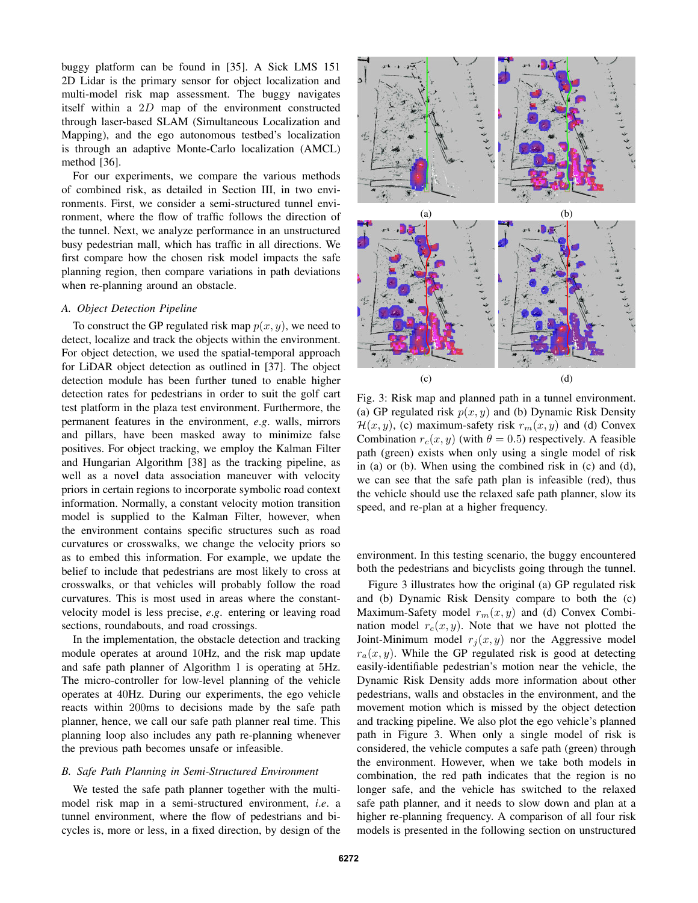buggy platform can be found in [35]. A Sick LMS 151 2D Lidar is the primary sensor for object localization and multi-model risk map assessment. The buggy navigates itself within a $2D$ map of the environment constructed through laser-based SLAM (Simultaneous Localization and Mapping), and the ego autonomous testbed's localization is through an adaptive Monte-Carlo localization (AMCL) method [36].

For our experiments, we compare the various methods of combined risk, as detailed in Section III, in two environments. First, we consider a semi-structured tunnel environment, where the flow of traffic follows the direction of the tunnel. Next, we analyze performance in an unstructured busy pedestrian mall, which has traffic in all directions. We first compare how the chosen risk model impacts the safe planning region, then compare variations in path deviations when re-planning around an obstacle.

### *A. Object Detection Pipeline*

To construct the GP regulated risk map $p(x, y)$, we need to detect, localize and track the objects within the environment. For object detection, we used the spatial-temporal approach for LiDAR object detection as outlined in [37]. The object detection module has been further tuned to enable higher detection rates for pedestrians in order to suit the golf cart test platform in the plaza test environment. Furthermore, the permanent features in the environment, *e.g.* walls, mirrors and pillars, have been masked away to minimize false positives. For object tracking, we employ the Kalman Filter and Hungarian Algorithm [38] as the tracking pipeline, as well as a novel data association maneuver with velocity priors in certain regions to incorporate symbolic road context information. Normally, a constant velocity motion transition model is supplied to the Kalman Filter, however, when the environment contains specific structures such as road curvatures or crosswalks, we change the velocity priors so as to embed this information. For example, we update the belief to include that pedestrians are most likely to cross at crosswalks, or that vehicles will probably follow the road curvatures. This is most used in areas where the constant-velocity model is less precise, *e.g.* entering or leaving road sections, roundabouts, and road crossings.

In the implementation, the obstacle detection and tracking module operates at around 10Hz, and the risk map update and safe path planner of Algorithm 1 is operating at 5Hz. The micro-controller for low-level planning of the vehicle operates at 40Hz. During our experiments, the ego vehicle reacts within 200ms to decisions made by the safe path planner, hence, we call our safe path planner real time. This planning loop also includes any path re-planning whenever the previous path becomes unsafe or infeasible.

### *B. Safe Path Planning in Semi-Structured Environment*

We tested the safe path planner together with the multi-model risk map in a semi-structured environment, *i.e.* a tunnel environment, where the flow of pedestrians and bicycles is, more or less, in a fixed direction, by design of the environment. In this testing scenario, the buggy encountered both the pedestrians and bicyclists going through the tunnel.

Fig. 3: Risk map and planned path in a tunnel environment. (a) GP regulated risk $p(x, y)$ and (b) Dynamic Risk Density $\mathcal{H}(x, y)$, (c) maximum-safety risk $r_m(x, y)$ and (d) Convex Combination $r_c(x, y)$ (with $\theta = 0.5$) respectively. A feasible path (green) exists when only using a single model of risk in (a) or (b). When using the combined risk in (c) and (d), we can see that the safe path plan is infeasible (red), thus the vehicle should use the relaxed safe path planner, slow its speed, and re-plan at a higher frequency.

Figure 3 illustrates how the original (a) GP regulated risk and (b) Dynamic Risk Density compare to both the (c) Maximum-Safety model $r_m(x, y)$ and (d) Convex Combination model $r_c(x, y)$. Note that we have not plotted the Joint-Minimum model $r_j(x, y)$ nor the Aggressive model $r_a(x, y)$. While the GP regulated risk is good at detecting easily-identifiable pedestrian's motion near the vehicle, the Dynamic Risk Density adds more information about other pedestrians, walls and obstacles in the environment, and the movement motion which is missed by the object detection and tracking pipeline. We also plot the ego vehicle's planned path in Figure 3. When only a single model of risk is considered, the vehicle computes a safe path (green) through the environment. However, when we take both models in combination, the red path indicates that the region is no longer safe, and the vehicle has switched to the relaxed safe path planner, and it needs to slow down and plan at a higher re-planning frequency. A comparison of all four risk models is presented in the following section on unstructured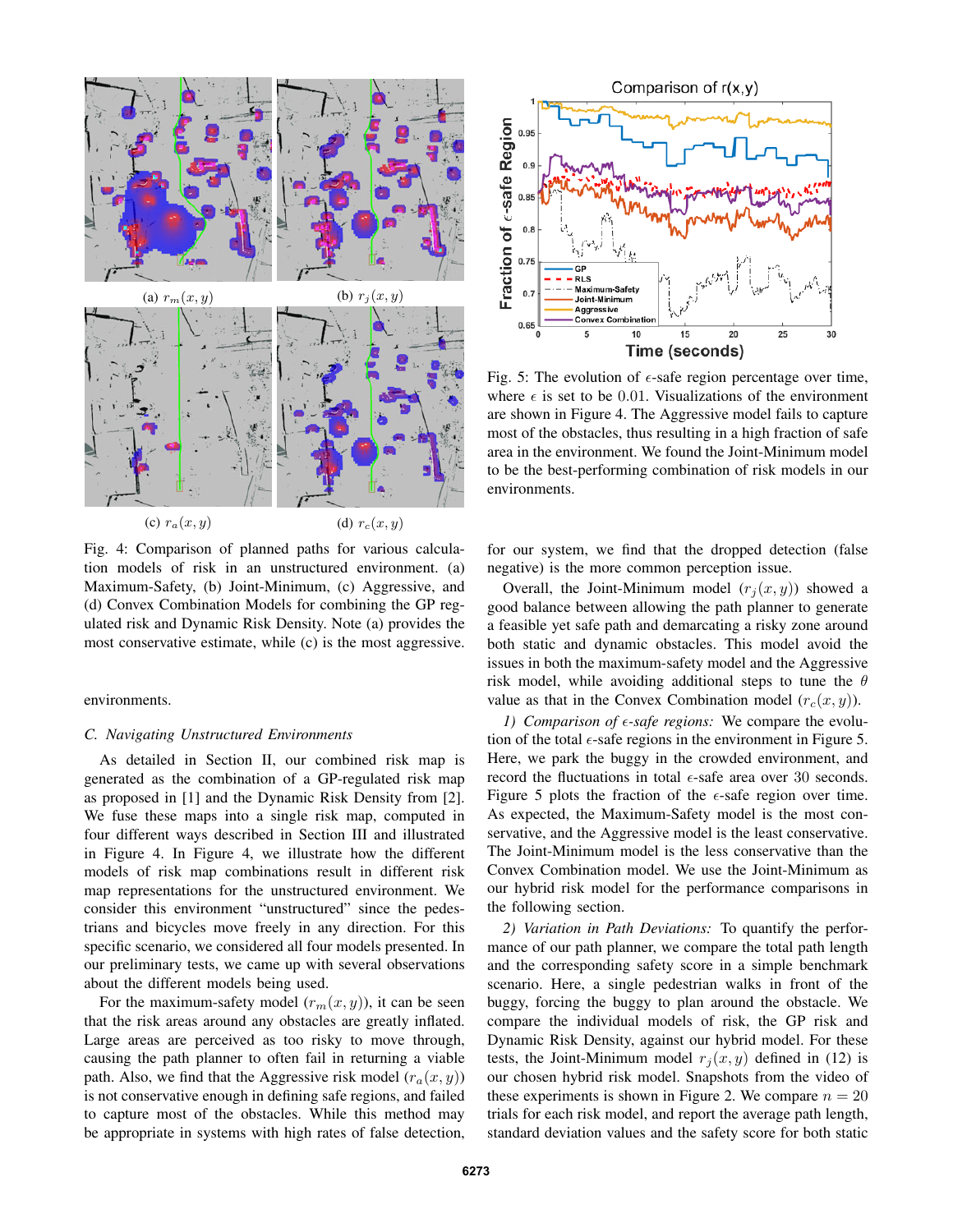(a) $r_m(x,y)$

(b) $r_j(x,y)$

(c) $r_a(x,y)$

(d) $r_c(x,y)$

Fig. 4: Comparison of planned paths for various calculation models of risk in an unstructured environment. (a) Maximum-Safety, (b) Joint-Minimum, (c) Aggressive, and (d) Convex Combination Models for combining the GP regulated risk and Dynamic Risk Density. Note (a) provides the most conservative estimate, while (c) is the most aggressive.

Fig. 5: The evolution of $\epsilon$-safe region percentage over time, where $\epsilon$ is set to be 0.01. Visualizations of the environment are shown in Figure 4. The Aggressive model fails to capture most of the obstacles, thus resulting in a high fraction of safe area in the environment. We found the Joint-Minimum model to be the best-performing combination of risk models in our environments.

environments.

### C. Navigating Unstructured Environments

As detailed in Section II, our combined risk map is generated as the combination of a GP-regulated risk map as proposed in [1] and the Dynamic Risk Density from [2]. We fuse these maps into a single risk map, computed in four different ways described in Section III and illustrated in Figure 4. In Figure 4, we illustrate how the different models of risk map combinations result in different risk map representations for the unstructured environment. We consider this environment "unstructured" since the pedestrians and bicycles move freely in any direction. For this specific scenario, we considered all four models presented. In our preliminary tests, we came up with several observations about the different models being used.

For the maximum-safety model ($r_m(x,y)$), it can be seen that the risk areas around any obstacles are greatly inflated. Large areas are perceived as too risky to move through, causing the path planner to often fail in returning a viable path. Also, we find that the Aggressive risk model ($r_a(x,y)$) is not conservative enough in defining safe regions, and failed to capture most of the obstacles. While this method may be appropriate in systems with high rates of false detection, for our system, we find that the dropped detection (false negative) is the more common perception issue.

Overall, the Joint-Minimum model ($r_j(x,y)$) showed a good balance between allowing the path planner to generate a feasible yet safe path and demarcating a risky zone around both static and dynamic obstacles. This model avoid the issues in both the maximum-safety model and the Aggressive risk model, while avoiding additional steps to tune the $\theta$ value as that in the Convex Combination model ($r_c(x,y)$).

*1) Comparison of $\epsilon$-safe regions:* We compare the evolution of the total $\epsilon$-safe regions in the environment in Figure 5. Here, we park the buggy in the crowded environment, and record the fluctuations in total $\epsilon$-safe area over 30 seconds. Figure 5 plots the fraction of the $\epsilon$-safe region over time. As expected, the Maximum-Safety model is the most conservative, and the Aggressive model is the least conservative. The Joint-Minimum model is the less conservative than the Convex Combination model. We use the Joint-Minimum as our hybrid risk model for the performance comparisons in the following section.

*2) Variation in Path Deviations:* To quantify the performance of our path planner, we compare the total path length and the corresponding safety score in a simple benchmark scenario. Here, a single pedestrian walks in front of the buggy, forcing the buggy to plan around the obstacle. We compare the individual models of risk, the GP risk and Dynamic Risk Density, against our hybrid model. For these tests, the Joint-Minimum model $r_j(x,y)$ defined in (12) is our chosen hybrid risk model. Snapshots from the video of these experiments is shown in Figure 2. We compare $n = 20$ trials for each risk model, and report the average path length, standard deviation values and the safety score for both static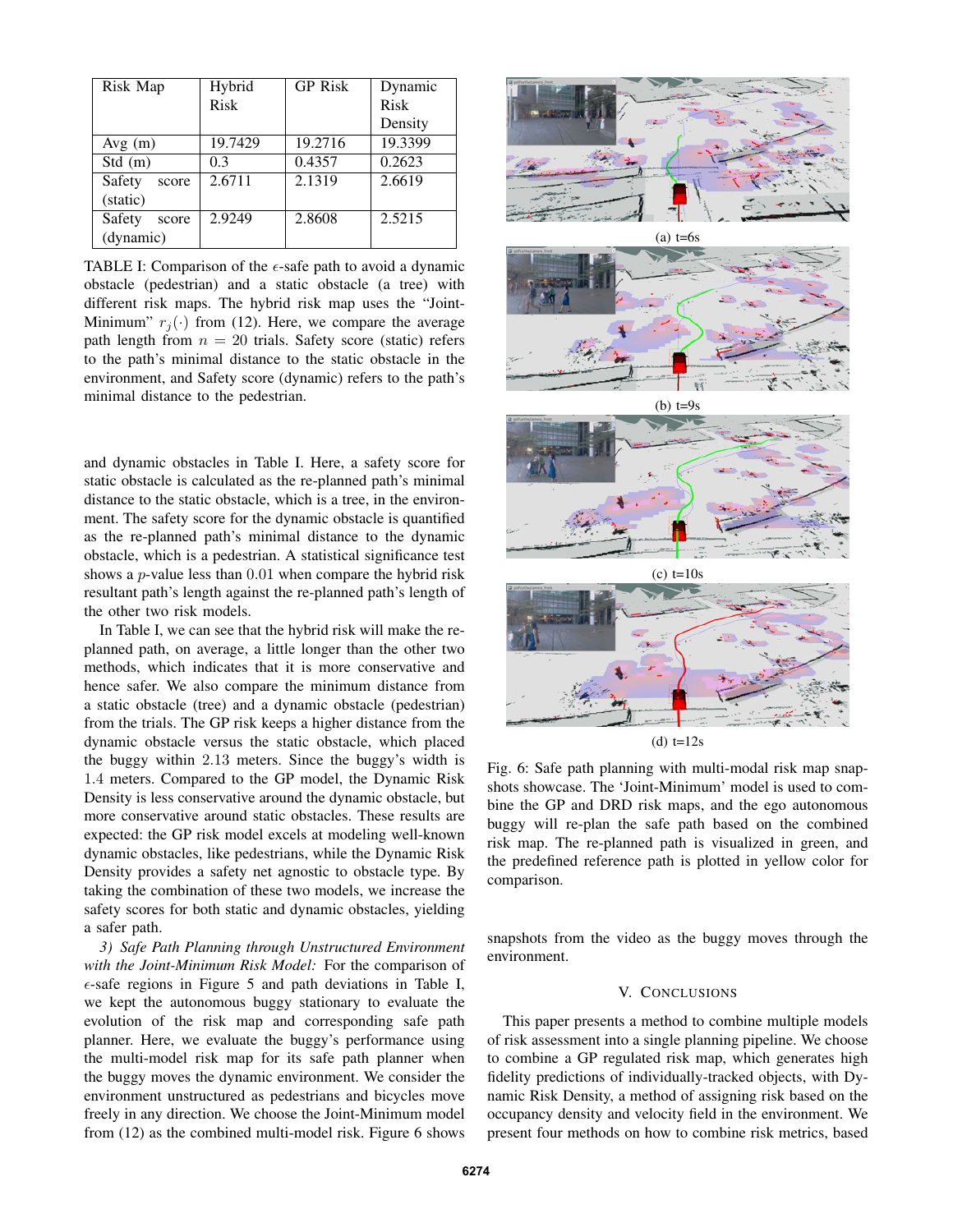| Risk Map | Hybrid Risk | GP Risk | Dynamic Risk Density |
|---|---|---|---|
| Avg (m) | 19.7429 | 19.2716 | 19.3399 |
| Std (m) | 0.3 | 0.4357 | 0.2623 |
| Safety score (static) | 2.6711 | 2.1319 | 2.6619 |
| Safety score (dynamic) | 2.9249 | 2.8608 | 2.5215 |

TABLE I: Comparison of the $\epsilon$-safe path to avoid a dynamic obstacle (pedestrian) and a static obstacle (a tree) with different risk maps. The hybrid risk map uses the "Joint-Minimum" $r_j(\cdot)$ from (12). Here, we compare the average path length from $n = 20$ trials. Safety score (static) refers to the path's minimal distance to the static obstacle in the environment, and Safety score (dynamic) refers to the path's minimal distance to the pedestrian.

and dynamic obstacles in Table I. Here, a safety score for static obstacle is calculated as the re-planned path's minimal distance to the static obstacle, which is a tree, in the environment. The safety score for the dynamic obstacle is quantified as the re-planned path's minimal distance to the dynamic obstacle, which is a pedestrian. A statistical significance test shows a $p$-value less than $0.01$ when compare the hybrid risk resultant path's length against the re-planned path's length of the other two risk models.

In Table I, we can see that the hybrid risk will make the re-planned path, on average, a little longer than the other two methods, which indicates that it is more conservative and hence safer. We also compare the minimum distance from a static obstacle (tree) and a dynamic obstacle (pedestrian) from the trials. The GP risk keeps a higher distance from the dynamic obstacle versus the static obstacle, which placed the buggy within $2.13$ meters. Since the buggy's width is $1.4$ meters. Compared to the GP model, the Dynamic Risk Density is less conservative around the dynamic obstacle, but more conservative around static obstacles. These results are expected: the GP risk model excels at modeling well-known dynamic obstacles, like pedestrians, while the Dynamic Risk Density provides a safety net agnostic to obstacle type. By taking the combination of these two models, we increase the safety scores for both static and dynamic obstacles, yielding a safer path.

*3) Safe Path Planning through Unstructured Environment with the Joint-Minimum Risk Model:* For the comparison of $\epsilon$-safe regions in Figure 5 and path deviations in Table I, we kept the autonomous buggy stationary to evaluate the evolution of the risk map and corresponding safe path planner. Here, we evaluate the buggy's performance using the multi-model risk map for its safe path planner when the buggy moves the dynamic environment. We consider the environment unstructured as pedestrians and bicycles move freely in any direction. We choose the Joint-Minimum model from (12) as the combined multi-model risk. Figure 6 shows snapshots from the video as the buggy moves through the environment.

(a) t=6s

(b) t=9s

(c) t=10s

(d) t=12s

Fig. 6: Safe path planning with multi-modal risk map snapshots showcase. The 'Joint-Minimum' model is used to combine the GP and DRD risk maps, and the ego autonomous buggy will re-plan the safe path based on the combined risk map. The re-planned path is visualized in green, and the predefined reference path is plotted in yellow color for comparison.

## V. Conclusions

This paper presents a method to combine multiple models of risk assessment into a single planning pipeline. We choose to combine a GP regulated risk map, which generates high fidelity predictions of individually-tracked objects, with Dynamic Risk Density, a method of assigning risk based on the occupancy density and velocity field in the environment. We present four methods on how to combine risk metrics, based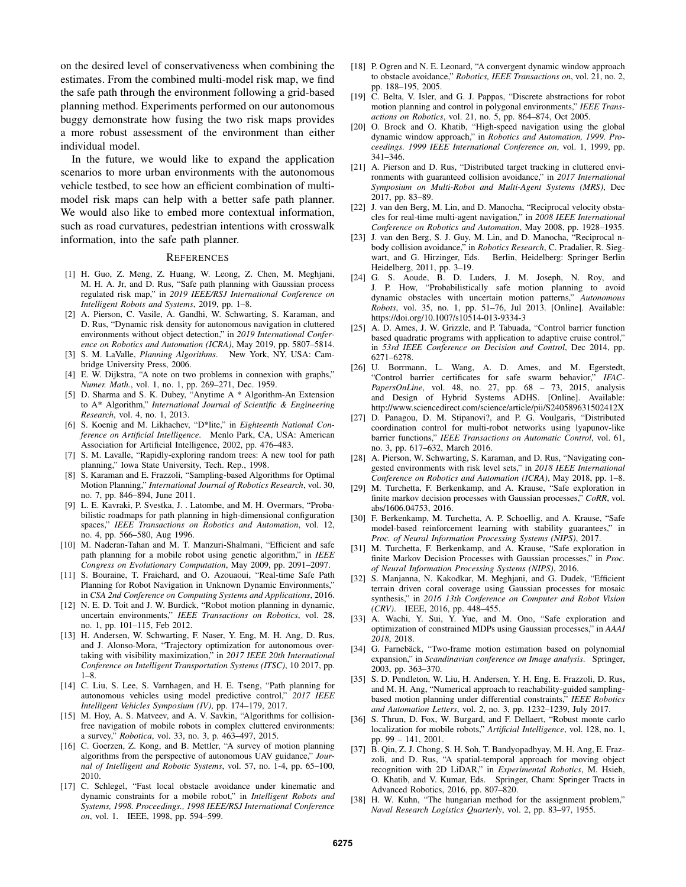on the desired level of conservativeness when combining the estimates. From the combined multi-model risk map, we find the safe path through the environment following a grid-based planning method. Experiments performed on our autonomous buggy demonstrate how fusing the two risk maps provides a more robust assessment of the environment than either individual model.

In the future, we would like to expand the application scenarios to more urban environments with the autonomous vehicle testbed, to see how an efficient combination of multi-model risk maps can help with a better safe path planner. We would also like to embed more contextual information, such as road curvatures, pedestrian intentions with crosswalk information, into the safe path planner.

## References

[1] H. Guo, Z. Meng, Z. Huang, W. Leong, Z. Chen, M. Meghjani, M. H. A. Jr, and D. Rus, "Safe path planning with Gaussian process regulated risk map," in *2019 IEEE/RSJ International Conference on Intelligent Robots and Systems*, 2019, pp. 1–8.

[2] A. Pierson, C. Vasile, A. Gandhi, W. Schwarting, S. Karaman, and D. Rus, "Dynamic risk density for autonomous navigation in cluttered environments without object detection," in *2019 International Conference on Robotics and Automation (ICRA)*, May 2019, pp. 5807–5814.

[3] S. M. LaValle, *Planning Algorithms*. New York, NY, USA: Cambridge University Press, 2006.

[4] E. W. Dijkstra, "A note on two problems in connexion with graphs," *Numer. Math.*, vol. 1, no. 1, pp. 269–271, Dec. 1959.

[5] D. Sharma and S. K. Dubey, "Anytime A * Algorithm-An Extension to A* Algorithm," *International Journal of Scientific & Engineering Research*, vol. 4, no. 1, 2013.

[6] S. Koenig and M. Likhachev, "D*lite," in *Eighteenth National Conference on Artificial Intelligence*. Menlo Park, CA, USA: American Association for Artificial Intelligence, 2002, pp. 476–483.

[7] S. M. Lavalle, "Rapidly-exploring random trees: A new tool for path planning," Iowa State University, Tech. Rep., 1998.

[8] S. Karaman and E. Frazzoli, "Sampling-based Algorithms for Optimal Motion Planning," *International Journal of Robotics Research*, vol. 30, no. 7, pp. 846–894, June 2011.

[9] L. E. Kavraki, P. Svestka, J. . Latombe, and M. H. Overmars, "Probabilistic roadmaps for path planning in high-dimensional configuration spaces," *IEEE Transactions on Robotics and Automation*, vol. 12, no. 4, pp. 566–580, Aug 1996.

[10] M. Naderan-Tahan and M. T. Manzuri-Shalmani, "Efficient and safe path planning for a mobile robot using genetic algorithm," in *IEEE Congress on Evolutionary Computation*, May 2009, pp. 2091–2097.

[11] S. Bouraine, T. Fraichard, and O. Azouaoui, "Real-time Safe Path Planning for Robot Navigation in Unknown Dynamic Environments," in *CSA 2nd Conference on Computing Systems and Applications*, 2016.

[12] N. E. D. Toit and J. W. Burdick, "Robot motion planning in dynamic, uncertain environments," *IEEE Transactions on Robotics*, vol. 28, no. 1, pp. 101–115, Feb 2012.

[13] H. Andersen, W. Schwarting, F. Naser, Y. Eng, M. H. Ang, D. Rus, and J. Alonso-Mora, "Trajectory optimization for autonomous overtaking with visibility maximization," in *2017 IEEE 20th International Conference on Intelligent Transportation Systems (ITSC)*, 10 2017, pp. 1–8.

[14] C. Liu, S. Lee, S. Varnhagen, and H. E. Tseng, "Path planning for autonomous vehicles using model predictive control," *2017 IEEE Intelligent Vehicles Symposium (IV)*, pp. 174–179, 2017.

[15] M. Hoy, A. S. Matveev, and A. V. Savkin, "Algorithms for collision-free navigation of mobile robots in complex cluttered environments: a survey," *Robotica*, vol. 33, no. 3, p. 463–497, 2015.

[16] C. Goerzen, Z. Kong, and B. Mettler, "A survey of motion planning algorithms from the perspective of autonomous UAV guidance," *Journal of Intelligent and Robotic Systems*, vol. 57, no. 1-4, pp. 65–100, 2010.

[17] C. Schlegel, "Fast local obstacle avoidance under kinematic and dynamic constraints for a mobile robot," in *Intelligent Robots and Systems, 1998. Proceedings., 1998 IEEE/RSJ International Conference on*, vol. 1. IEEE, 1998, pp. 594–599.

[18] P. Ogren and N. E. Leonard, "A convergent dynamic window approach to obstacle avoidance," *Robotics, IEEE Transactions on*, vol. 21, no. 2, pp. 188–195, 2005.

[19] C. Belta, V. Isler, and G. J. Pappas, "Discrete abstractions for robot motion planning and control in polygonal environments," *IEEE Transactions on Robotics*, vol. 21, no. 5, pp. 864–874, Oct 2005.

[20] O. Brock and O. Khatib, "High-speed navigation using the global dynamic window approach," in *Robotics and Automation, 1999. Proceedings. 1999 IEEE International Conference on*, vol. 1, 1999, pp. 341–346.

[21] A. Pierson and D. Rus, "Distributed target tracking in cluttered environments with guaranteed collision avoidance," in *2017 International Symposium on Multi-Robot and Multi-Agent Systems (MRS)*, Dec 2017, pp. 83–89.

[22] J. van den Berg, M. Lin, and D. Manocha, "Reciprocal velocity obstacles for real-time multi-agent navigation," in *2008 IEEE International Conference on Robotics and Automation*, May 2008, pp. 1928–1935.

[23] J. van den Berg, S. J. Guy, M. Lin, and D. Manocha, "Reciprocal n-body collision avoidance," in *Robotics Research*, C. Pradalier, R. Siegwart, and G. Hirzinger, Eds. Berlin, Heidelberg: Springer Berlin Heidelberg, 2011, pp. 3–19.

[24] G. S. Aoude, B. D. Luders, J. M. Joseph, N. Roy, and J. P. How, "Probabilistically safe motion planning to avoid dynamic obstacles with uncertain motion patterns," *Autonomous Robots*, vol. 35, no. 1, pp. 51–76, Jul 2013. [Online]. Available: https://doi.org/10.1007/s10514-013-9334-3

[25] A. D. Ames, J. W. Grizzle, and P. Tabuada, "Control barrier function based quadratic programs with application to adaptive cruise control," in *53rd IEEE Conference on Decision and Control*, Dec 2014, pp. 6271–6278.

[26] U. Borrmann, L. Wang, A. D. Ames, and M. Egerstedt, "Control barrier certificates for safe swarm behavior," *IFAC-PapersOnLine*, vol. 48, no. 27, pp. 68 – 73, 2015, analysis and Design of Hybrid Systems ADHS. [Online]. Available: http://www.sciencedirect.com/science/article/pii/S240589631502412X

[27] D. Panagou, D. M. Stipanovi?, and P. G. Voulgaris, "Distributed coordination control for multi-robot networks using lyapunov-like barrier functions," *IEEE Transactions on Automatic Control*, vol. 61, no. 3, pp. 617–632, March 2016.

[28] A. Pierson, W. Schwarting, S. Karaman, and D. Rus, "Navigating congested environments with risk level sets," in *2018 IEEE International Conference on Robotics and Automation (ICRA)*, May 2018, pp. 1–8.

[29] M. Turchetta, F. Berkenkamp, and A. Krause, "Safe exploration in finite markov decision processes with Gaussian processes," *CoRR*, vol. abs/1606.04753, 2016.

[30] F. Berkenkamp, M. Turchetta, A. P. Schoellig, and A. Krause, "Safe model-based reinforcement learning with stability guarantees," in *Proc. of Neural Information Processing Systems (NIPS)*, 2017.

[31] M. Turchetta, F. Berkenkamp, and A. Krause, "Safe exploration in finite Markov Decision Processes with Gaussian processes," in *Proc. of Neural Information Processing Systems (NIPS)*, 2016.

[32] S. Manjanna, N. Kakodkar, M. Meghjani, and G. Dudek, "Efficient terrain driven coral coverage using Gaussian processes for mosaic synthesis," in *2016 13th Conference on Computer and Robot Vision (CRV)*. IEEE, 2016, pp. 448–455.

[33] A. Wachi, Y. Sui, Y. Yue, and M. Ono, "Safe exploration and optimization of constrained MDPs using Gaussian processes," in *AAAI 2018*, 2018.

[34] G. Farnebäck, "Two-frame motion estimation based on polynomial expansion," in *Scandinavian conference on Image analysis*. Springer, 2003, pp. 363–370.

[35] S. D. Pendleton, W. Liu, H. Andersen, Y. H. Eng, E. Frazzoli, D. Rus, and M. H. Ang, "Numerical approach to reachability-guided sampling-based motion planning under differential constraints," *IEEE Robotics and Automation Letters*, vol. 2, no. 3, pp. 1232–1239, July 2017.

[36] S. Thrun, D. Fox, W. Burgard, and F. Dellaert, "Robust monte carlo localization for mobile robots," *Artificial Intelligence*, vol. 128, no. 1, pp. 99 – 141, 2001.

[37] B. Qin, Z. J. Chong, S. H. Soh, T. Bandyopadhyay, M. H. Ang, E. Frazzoli, and D. Rus, "A spatial-temporal approach for moving object recognition with 2D LiDAR," in *Experimental Robotics*, M. Hsieh, O. Khatib, and V. Kumar, Eds. Springer, Cham: Springer Tracts in Advanced Robotics, 2016, pp. 807–820.

[38] H. W. Kuhn, "The hungarian method for the assignment problem," *Naval Research Logistics Quarterly*, vol. 2, pp. 83–97, 1955.